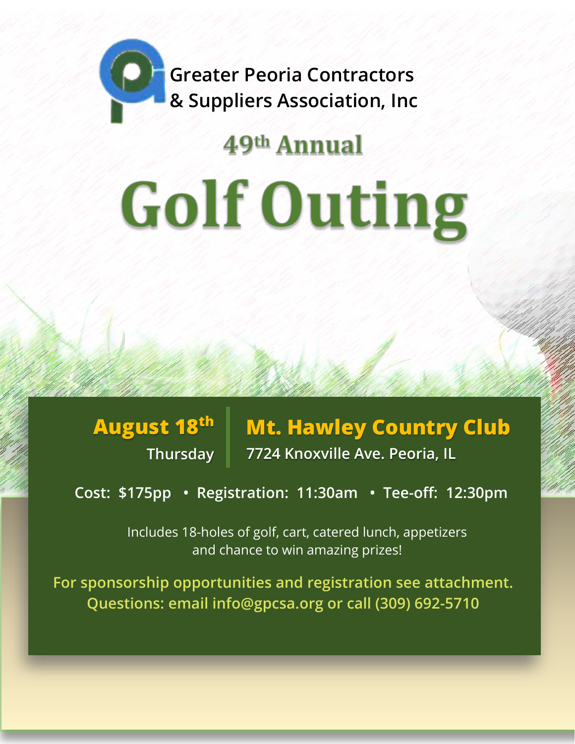Greater Peoria Contractors
& Suppliers Association, Inc

## 49th Annual

# Golf Outing

**August 18th**
Thursday

**Mt. Hawley Country Club**
7724 Knoxville Ave. Peoria, IL

**Cost: $175pp • Registration: 11:30am • Tee-off: 12:30pm**

Includes 18-holes of golf, cart, catered lunch, appetizers and chance to win amazing prizes!

**For sponsorship opportunities and registration see attachment.**
**Questions: email info@gpcsa.org or call (309) 692-5710**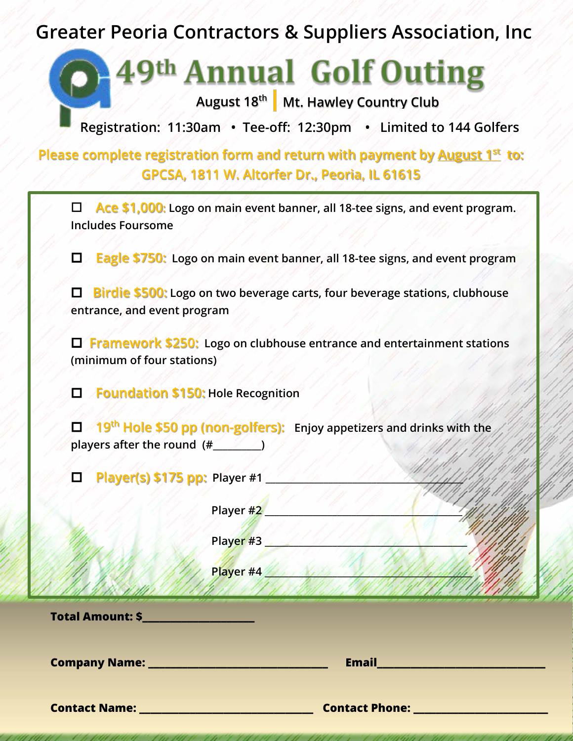# Greater Peoria Contractors & Suppliers Association, Inc

## 49th Annual Golf Outing

**August 18th | Mt. Hawley Country Club**

**Registration: 11:30am • Tee-off: 12:30pm • Limited to 144 Golfers**

**Please complete registration form and return with payment by August 1st to: GPCSA, 1811 W. Altorfer Dr., Peoria, IL 61615**

- ☐ **Ace $1,000:** Logo on main event banner, all 18-tee signs, and event program. Includes Foursome
- ☐ **Eagle $750:** Logo on main event banner, all 18-tee signs, and event program
- ☐ **Birdie $500:** Logo on two beverage carts, four beverage stations, clubhouse entrance, and event program
- ☐ **Framework $250:** Logo on clubhouse entrance and entertainment stations (minimum of four stations)
- ☐ **Foundation $150:** Hole Recognition
- ☐ **19th Hole $50 pp (non-golfers):** Enjoy appetizers and drinks with the players after the round (#_________)
- ☐ **Player(s) $175 pp:** Player #1 ______________________________________

  Player #2 ______________________________________

  Player #3 ______________________________________

  Player #4 ______________________________________

**Total Amount: $____________________**

**Company Name: ________________________________** **Email________________________________**

**Contact Name: ________________________________** **Contact Phone: ________________________**